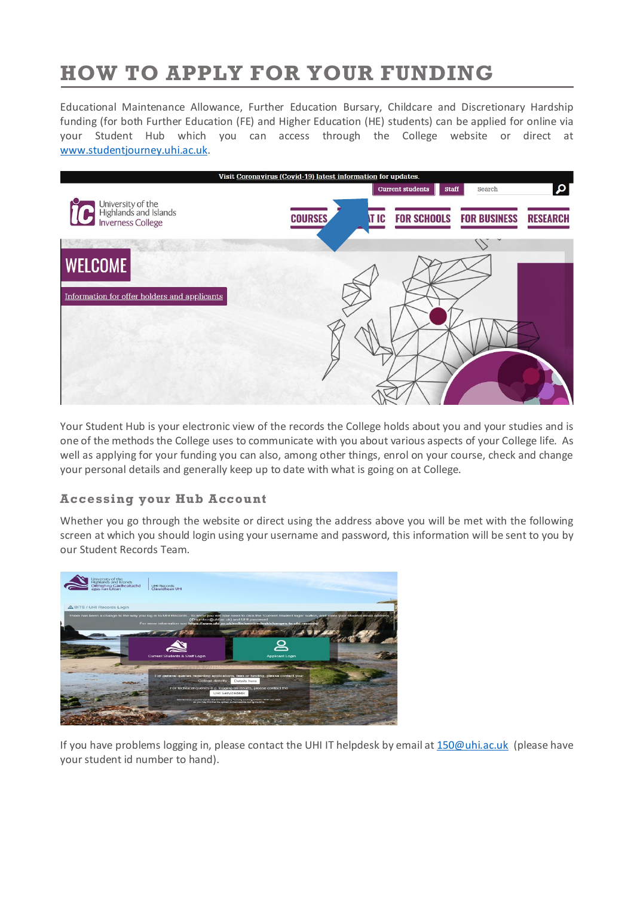# HOW TO APPLY FOR YOUR FUNDING

Educational Maintenance Allowance, Further Education Bursary, Childcare and Discretionary Hardship funding (for both Further Education (FE) and Higher Education (HE) students) can be applied for online via your Student Hub which you can access through the College website or direct at [www.studentjourney.uhi.ac.uk](www.studentjourney.uhi.ac.uk).

Your Student Hub is your electronic view of the records the College holds about you and your studies and is one of the methods the College uses to communicate with you about various aspects of your College life. As well as applying for your funding you can also, among other things, enrol on your course, check and change your personal details and generally keep up to date with what is going on at College.

## Accessing your Hub Account

Whether you go through the website or direct using the address above you will be met with the following screen at which you should login using your username and password, this information will be sent to you by our Student Records Team.

If you have problems logging in, please contact the UHI IT helpdesk by email at [150@uhi.ac.uk](mailto:150@uhi.ac.uk) (please have your student id number to hand).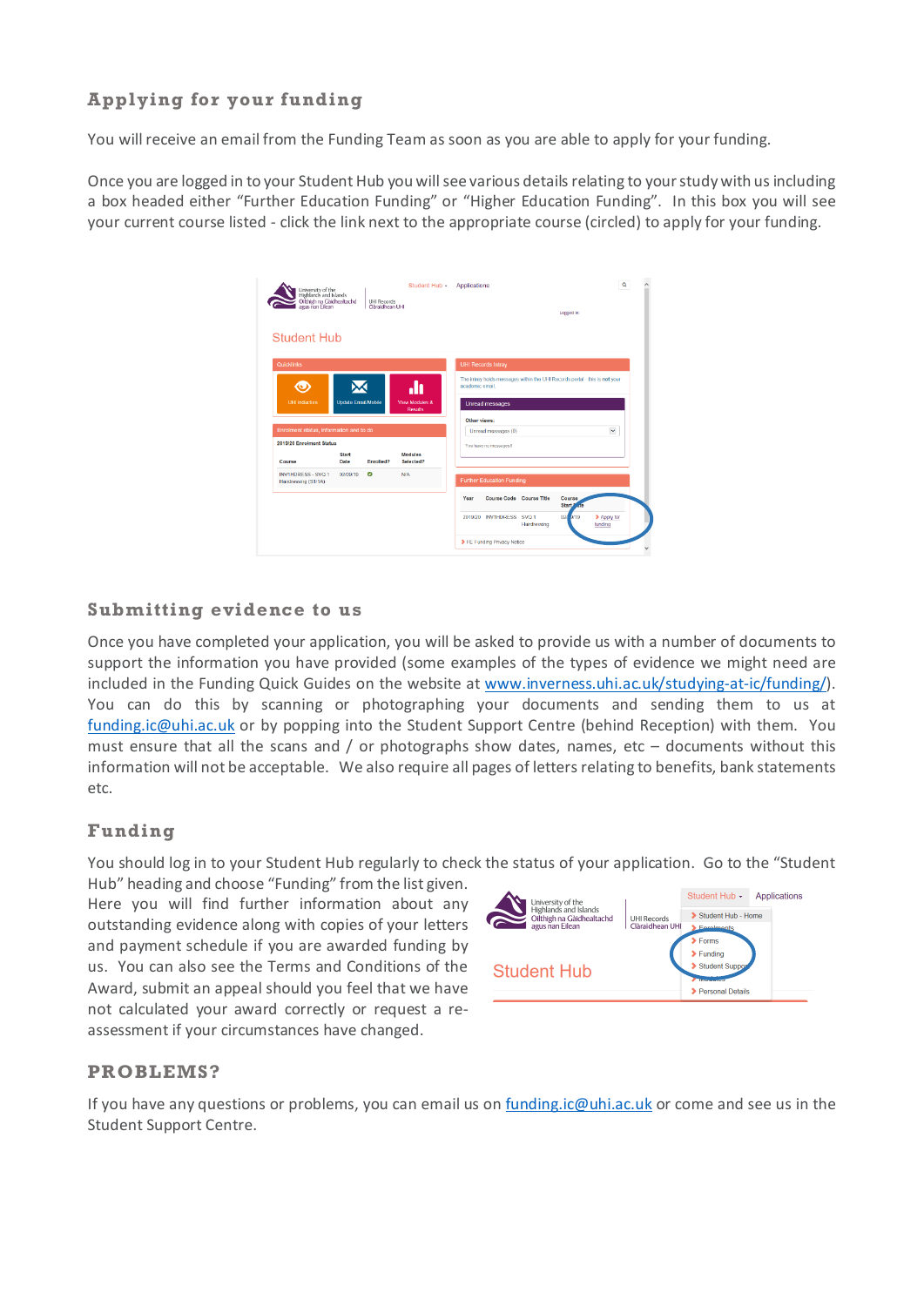## Applying for your funding

You will receive an email from the Funding Team as soon as you are able to apply for your funding.

Once you are logged in to your Student Hub you will see various details relating to your study with us including a box headed either "Further Education Funding" or "Higher Education Funding". In this box you will see your current course listed - click the link next to the appropriate course (circled) to apply for your funding.

## Submitting evidence to us

Once you have completed your application, you will be asked to provide us with a number of documents to support the information you have provided (some examples of the types of evidence we might need are included in the Funding Quick Guides on the website at www.inverness.uhi.ac.uk/studying-at-ic/funding/). You can do this by scanning or photographing your documents and sending them to us at funding.ic@uhi.ac.uk or by popping into the Student Support Centre (behind Reception) with them. You must ensure that all the scans and / or photographs show dates, names, etc – documents without this information will not be acceptable. We also require all pages of letters relating to benefits, bank statements etc.

## Funding

You should log in to your Student Hub regularly to check the status of your application. Go to the "Student Hub" heading and choose "Funding" from the list given. Here you will find further information about any outstanding evidence along with copies of your letters and payment schedule if you are awarded funding by us. You can also see the Terms and Conditions of the Award, submit an appeal should you feel that we have not calculated your award correctly or request a re-assessment if your circumstances have changed.

## PROBLEMS?

If you have any questions or problems, you can email us on funding.ic@uhi.ac.uk or come and see us in the Student Support Centre.